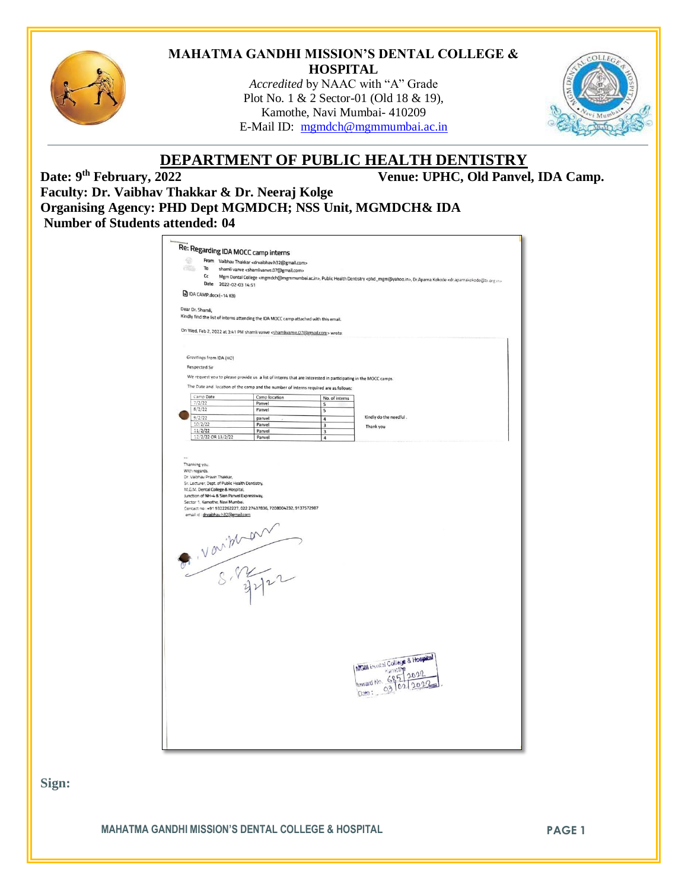**MAHATMA GANDHI MISSION'S DENTAL COLLEGE & HOSPITAL**

*Accredited* by NAAC with "A" Grade
Plot No. 1 & 2 Sector-01 (Old 18 & 19),
Kamothe, Navi Mumbai- 410209
E-Mail ID: mgmdch@mgmmumbai.ac.in

# DEPARTMENT OF PUBLIC HEALTH DENTISTRY

**Date: 9th February, 2022** **Venue: UPHC, Old Panvel, IDA Camp.**

**Faculty: Dr. Vaibhav Thakkar & Dr. Neeraj Kolge**

**Organising Agency: PHD Dept MGMDCH; NSS Unit, MGMDCH& IDA**

**Number of Students attended: 04**

**Re: Regarding IDA MOCC camp interns**

From Vaibhav Thakkar <drvaibhav.h32@gmail.com>
To shamli vanve <shamlivanve.07@gmail.com>
Cc Mgm Dental College <mgmdch@mgmmumbai.ac.in>, Public Health Dentistry <phd_mgm@yahoo.in>, Dr.Aparna Kokode <dr.aparnakokode@ida.org.in>
Date 2022-02-03 14:51

IDA CAMP.docx(~14 KB)

Dear Dr. Shamli,
Kindly find the list of interns attending the IDA MOCC camp attached with this email.

On Wed, Feb 2, 2022 at 3:41 PM shamli vanve <shamlivanve.07@gmail.com> wrote:

Greetings from IDA (HO)

Respected Sir

We request you to please provide us a list of interns that are interested in participating in the MOCC camps.

The Date and location of the camp and the number of interns required are as follows:

| Camp Date | Camp location | No. of interns |
|---|---|---|
| 7/2/22 | Panvel | 5 |
| 8/2/22 | Panvel | 5 |
| 9/2/22 | panvel | 4 |
| 10/2/22 | Panvel | 3 |
| 11/2/22 | Panvel | 3 |
| 12/2/22 OR 13/2/22 | Panvel | 4 |

Kindly do the needful .

Thank you

--
Thanking you.
With regards,
Dr. Vaibhav Pravin Thakkar,
Sr. Lecturer, Dept. of Public Health Dentistry,
M.G.M. Dental College & Hospital,
Junction of NH-4 & Sion Panvel Expressway,
Sector 1, Kamothe, Navi Mumbai.
Contact no : +91 9322262227, 022 27437836, 7208004232, 9137572987
email id : drvaibhav.h32@gmail.com

MGM Dental College & Hospital
Kamothe
Inward No. 685 2022
Date : 03/02/2022

**Sign:**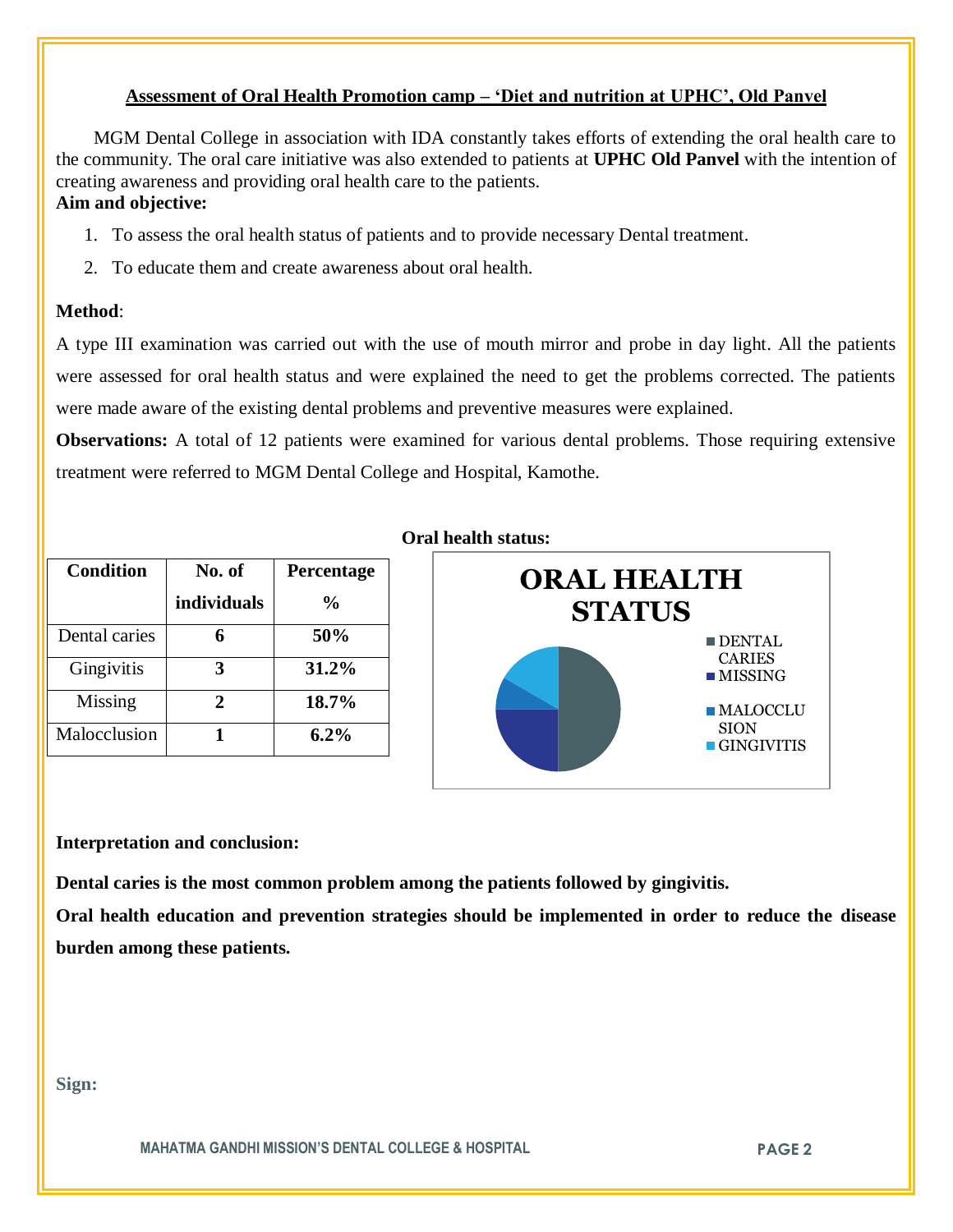## Assessment of Oral Health Promotion camp – 'Diet and nutrition at UPHC', Old Panvel

MGM Dental College in association with IDA constantly takes efforts of extending the oral health care to the community. The oral care initiative was also extended to patients at **UPHC Old Panvel** with the intention of creating awareness and providing oral health care to the patients.

**Aim and objective:**

1. To assess the oral health status of patients and to provide necessary Dental treatment.
2. To educate them and create awareness about oral health.

**Method**:

A type III examination was carried out with the use of mouth mirror and probe in day light. All the patients were assessed for oral health status and were explained the need to get the problems corrected. The patients were made aware of the existing dental problems and preventive measures were explained.

**Observations:** A total of 12 patients were examined for various dental problems. Those requiring extensive treatment were referred to MGM Dental College and Hospital, Kamothe.

**Oral health status:**

| Condition | No. of individuals | Percentage % |
|---|---|---|
| Dental caries | **6** | **50%** |
| Gingivitis | **3** | **31.2%** |
| Missing | **2** | **18.7%** |
| Malocclusion | **1** | **6.2%** |

ORAL HEALTH STATUS

- DENTAL CARIES
- MISSING
- MALOCCLUSION
- GINGIVITIS

**Interpretation and conclusion:**

**Dental caries is the most common problem among the patients followed by gingivitis.**

**Oral health education and prevention strategies should be implemented in order to reduce the disease burden among these patients.**

**Sign:**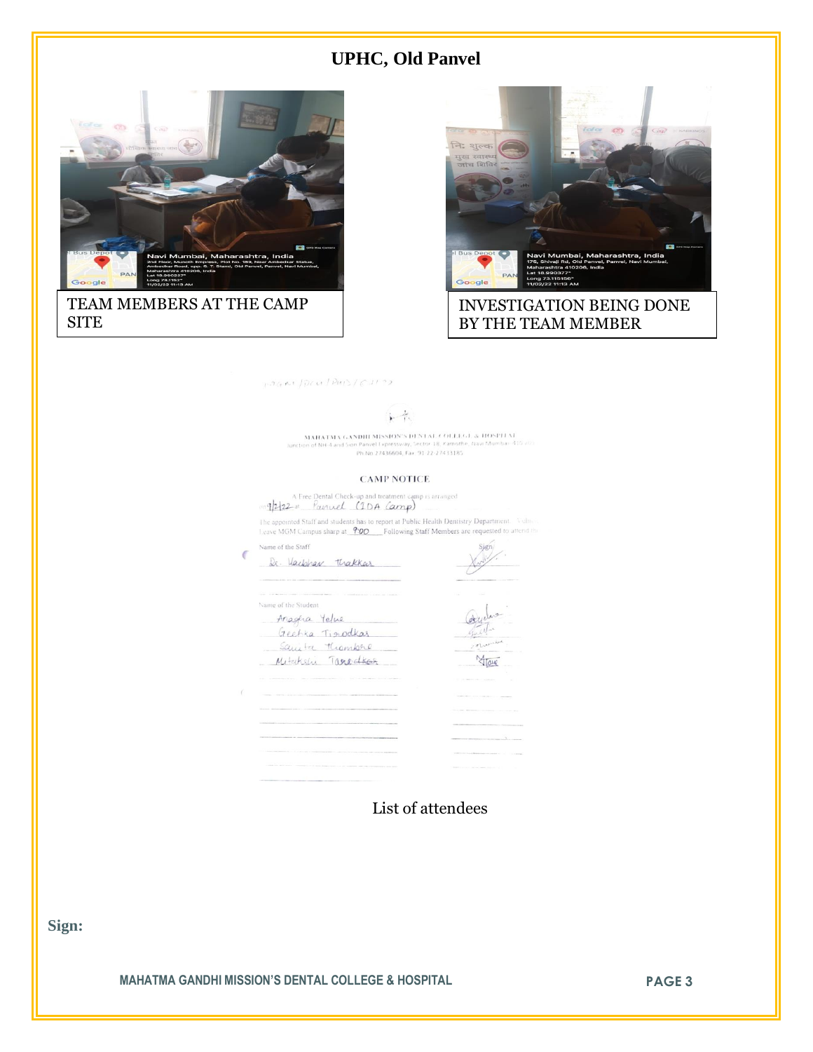## UPHC, Old Panvel

TEAM MEMBERS AT THE CAMP SITE

INVESTIGATION BEING DONE BY THE TEAM MEMBER

List of attendees

**Sign:**